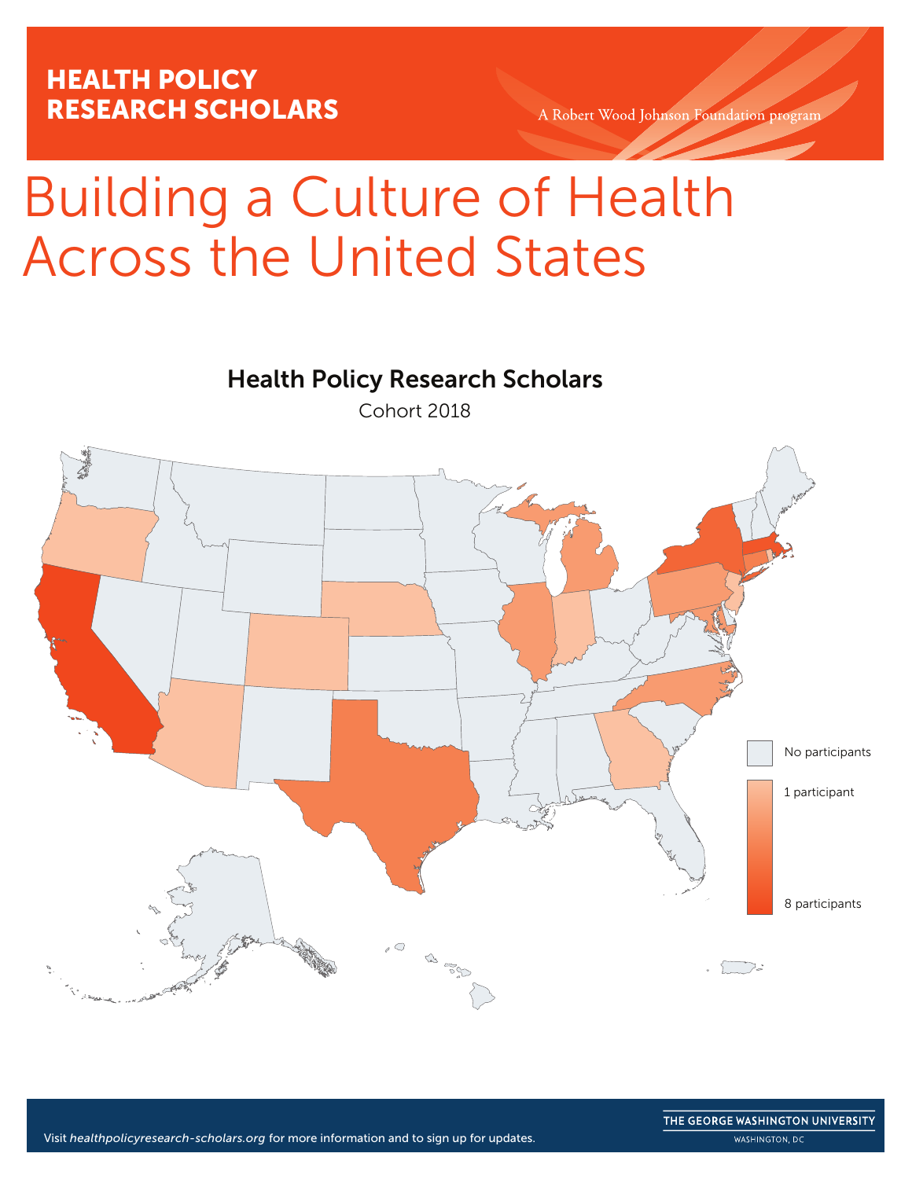# HEALTH POLICY RESEARCH SCHOLARS

A Robert Wood Johnson Foundation program

# Building a Culture of Health Across the United States

## Health Policy Research Scholars

Cohort 2018

No participants

1 participant

8 participants

Visit *healthpolicyresearch-scholars.org* for more information and to sign up for updates.

THE GEORGE WASHINGTON UNIVERSITY

WASHINGTON, DC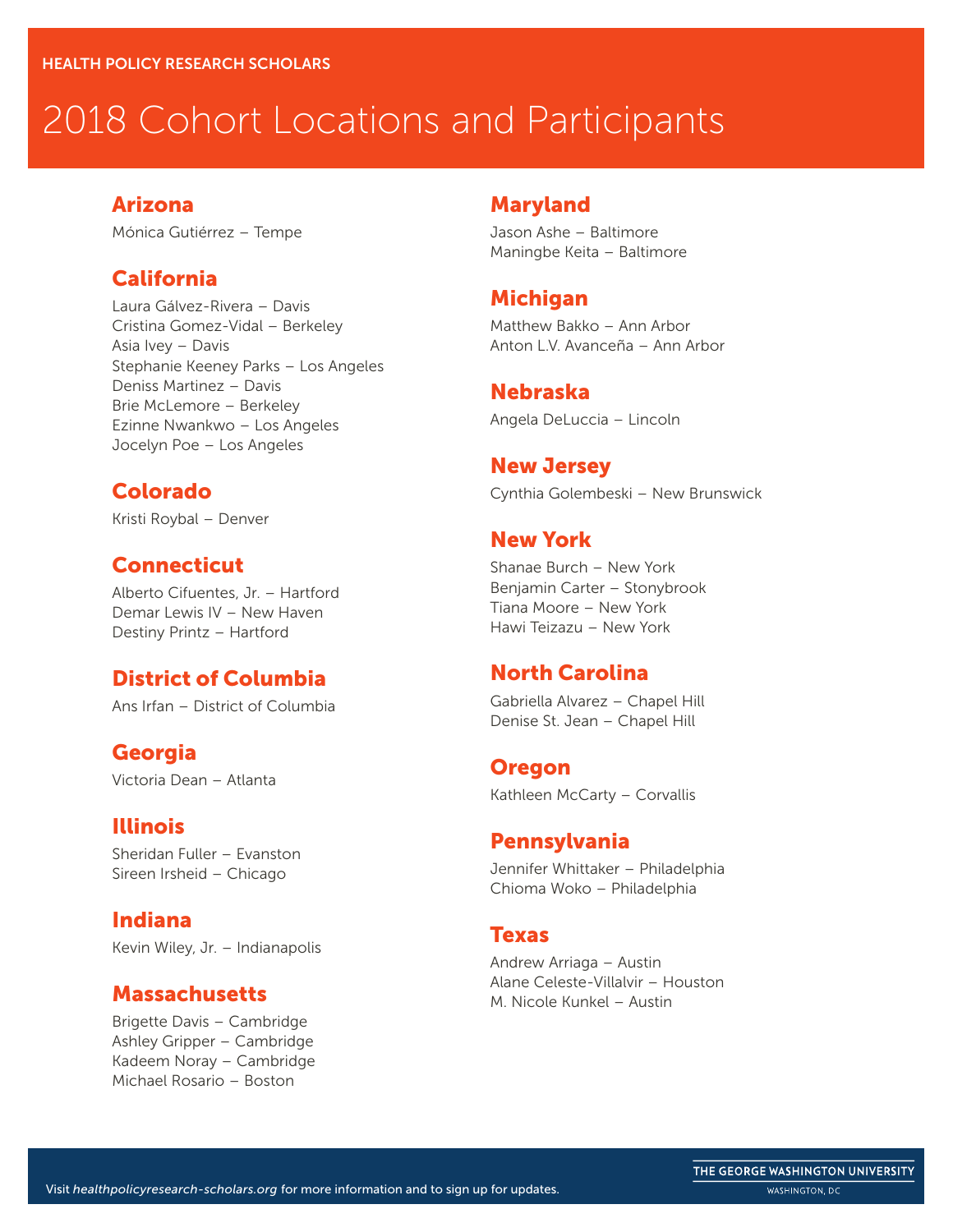HEALTH POLICY RESEARCH SCHOLARS

# 2018 Cohort Locations and Participants

## Arizona

Mónica Gutiérrez – Tempe

## California

Laura Gálvez-Rivera – Davis
Cristina Gomez-Vidal – Berkeley
Asia Ivey – Davis
Stephanie Keeney Parks – Los Angeles
Deniss Martinez – Davis
Brie McLemore – Berkeley
Ezinne Nwankwo – Los Angeles
Jocelyn Poe – Los Angeles

## Colorado

Kristi Roybal – Denver

## Connecticut

Alberto Cifuentes, Jr. – Hartford
Demar Lewis IV – New Haven
Destiny Printz – Hartford

## District of Columbia

Ans Irfan – District of Columbia

## Georgia

Victoria Dean – Atlanta

## Illinois

Sheridan Fuller – Evanston
Sireen Irsheid – Chicago

## Indiana

Kevin Wiley, Jr. – Indianapolis

## Massachusetts

Brigette Davis – Cambridge
Ashley Gripper – Cambridge
Kadeem Noray – Cambridge
Michael Rosario – Boston

## Maryland

Jason Ashe – Baltimore
Maningbe Keita – Baltimore

## Michigan

Matthew Bakko – Ann Arbor
Anton L.V. Avanceña – Ann Arbor

## Nebraska

Angela DeLuccia – Lincoln

## New Jersey

Cynthia Golembeski – New Brunswick

## New York

Shanae Burch – New York
Benjamin Carter – Stonybrook
Tiana Moore – New York
Hawi Teizazu – New York

## North Carolina

Gabriella Alvarez – Chapel Hill
Denise St. Jean – Chapel Hill

## Oregon

Kathleen McCarty – Corvallis

## Pennsylvania

Jennifer Whittaker – Philadelphia
Chioma Woko – Philadelphia

## Texas

Andrew Arriaga – Austin
Alane Celeste-Villalvir – Houston
M. Nicole Kunkel – Austin

Visit *healthpolicyresearch-scholars.org* for more information and to sign up for updates.

THE GEORGE WASHINGTON UNIVERSITY
WASHINGTON, DC